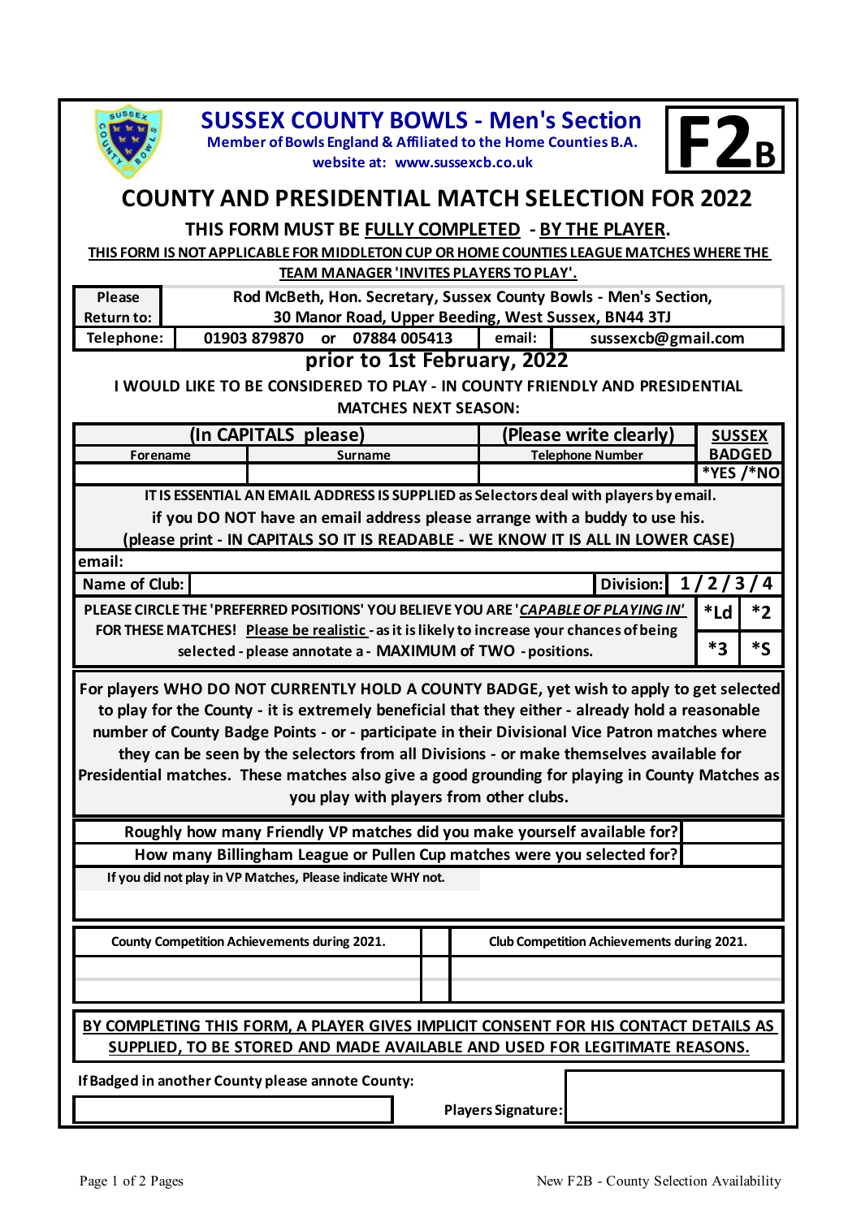# SUSSEX COUNTY BOWLS - Men's Section

Member of Bowls England & Affiliated to the Home Counties B.A.

website at: www.sussexcb.co.uk

**F2B**

## COUNTY AND PRESIDENTIAL MATCH SELECTION FOR 2022

### THIS FORM MUST BE FULLY COMPLETED - BY THE PLAYER.

**THIS FORM IS NOT APPLICABLE FOR MIDDLETON CUP OR HOME COUNTIES LEAGUE MATCHES WHERE THE TEAM MANAGER 'INVITES PLAYERS TO PLAY'.**

| Please Return to: | Rod McBeth, Hon. Secretary, Sussex County Bowls - Men's Section, 30 Manor Road, Upper Beeding, West Sussex, BN44 3TJ | | |
|---|---|---|---|
| Telephone: | 01903 879870 or 07884 005413 | email: | sussexcb@gmail.com |

**prior to 1st February, 2022**

**I WOULD LIKE TO BE CONSIDERED TO PLAY - IN COUNTY FRIENDLY AND PRESIDENTIAL MATCHES NEXT SEASON:**

| (In CAPITALS please) | | (Please write clearly) | SUSSEX BADGED |
|---|---|---|---|
| Forename | Surname | Telephone Number | *YES /*NO |
| | | | |

**IT IS ESSENTIAL AN EMAIL ADDRESS IS SUPPLIED as Selectors deal with players by email.**
**if you DO NOT have an email address please arrange with a buddy to use his.**
**(please print - IN CAPITALS SO IT IS READABLE - WE KNOW IT IS ALL IN LOWER CASE)**

email:

| Name of Club: | | Division: | 1 / 2 / 3 / 4 |
|---|---|---|---|

| PLEASE CIRCLE THE 'PREFERRED POSITIONS' YOU BELIEVE YOU ARE '*CAPABLE OF PLAYING IN*' FOR THESE MATCHES! Please be realistic - as it is likely to increase your chances of being selected - please annotate a - MAXIMUM of TWO - positions. | *Ld | *2 |
|---|---|---|
| | *3 | *S |

**For players WHO DO NOT CURRENTLY HOLD A COUNTY BADGE, yet wish to apply to get selected to play for the County - it is extremely beneficial that they either - already hold a reasonable number of County Badge Points - or - participate in their Divisional Vice Patron matches where they can be seen by the selectors from all Divisions - or make themselves available for Presidential matches. These matches also give a good grounding for playing in County Matches as you play with players from other clubs.**

| | |
|---|---|
| Roughly how many Friendly VP matches did you make yourself available for? | |
| How many Billingham League or Pullen Cup matches were you selected for? | |

If you did not play in VP Matches, Please indicate WHY not.

| County Competition Achievements during 2021. | Club Competition Achievements during 2021. |
|---|---|
| | |

**BY COMPLETING THIS FORM, A PLAYER GIVES IMPLICIT CONSENT FOR HIS CONTACT DETAILS AS SUPPLIED, TO BE STORED AND MADE AVAILABLE AND USED FOR LEGITIMATE REASONS.**

If Badged in another County please annote County:

Players Signature: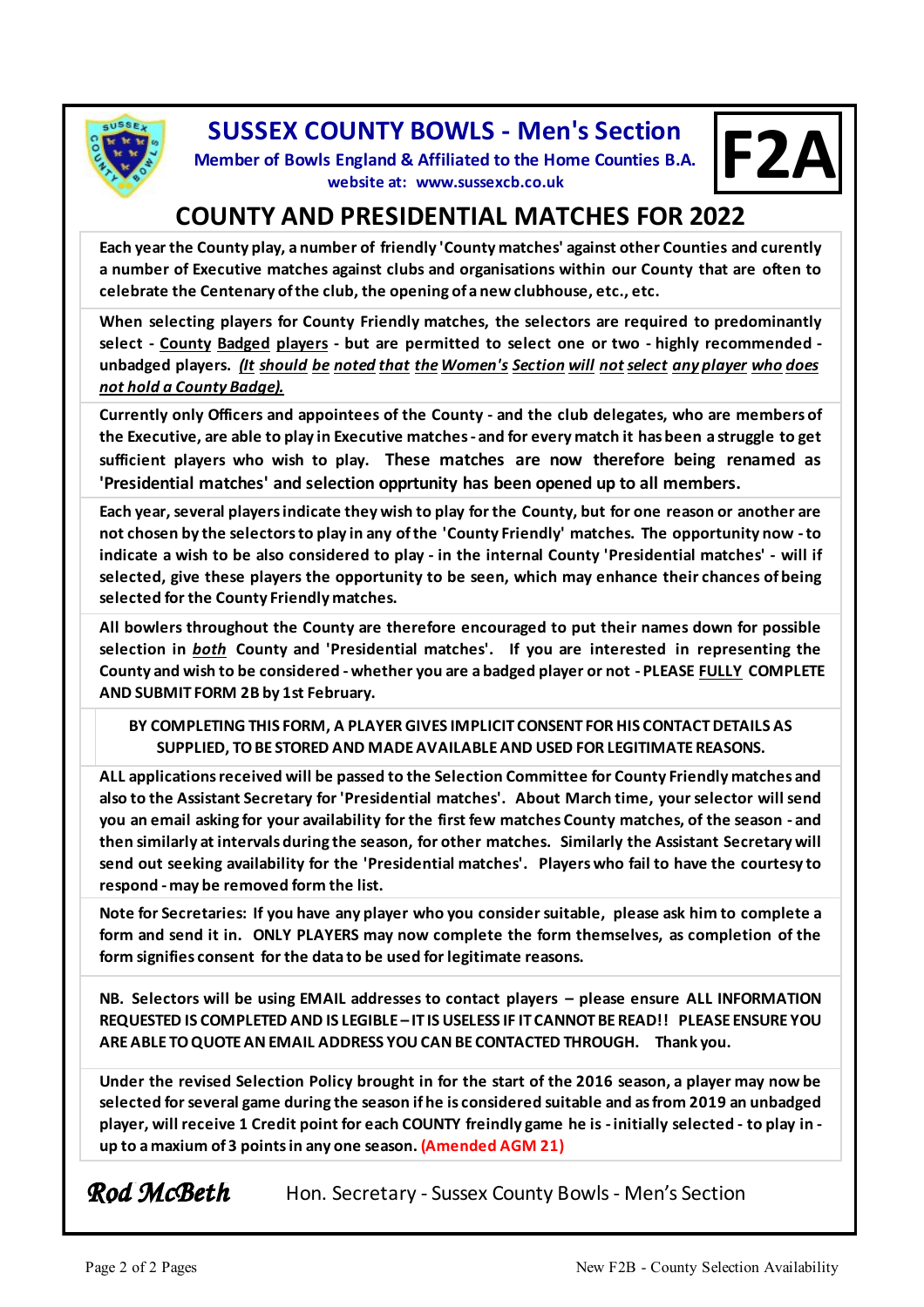# SUSSEX COUNTY BOWLS - Men's Section

**Member of Bowls England & Affiliated to the Home Counties B.A.**
**website at: www.sussexcb.co.uk**

**F2A**

## COUNTY AND PRESIDENTIAL MATCHES FOR 2022

**Each year the County play, a number of friendly 'County matches' against other Counties and curently a number of Executive matches against clubs and organisations within our County that are often to celebrate the Centenary of the club, the opening of a new clubhouse, etc., etc.**

**When selecting players for County Friendly matches, the selectors are required to predominantly select - County Badged players - but are permitted to select one or two - highly recommended - unbadged players. *(It should be noted that the Women's Section will not select any player who does not hold a County Badge).***

**Currently only Officers and appointees of the County - and the club delegates, who are members of the Executive, are able to play in Executive matches - and for every match it has been a struggle to get sufficient players who wish to play. These matches are now therefore being renamed as 'Presidential matches' and selection opprtunity has been opened up to all members.**

**Each year, several players indicate they wish to play for the County, but for one reason or another are not chosen by the selectors to play in any of the 'County Friendly' matches. The opportunity now - to indicate a wish to be also considered to play - in the internal County 'Presidential matches' - will if selected, give these players the opportunity to be seen, which may enhance their chances of being selected for the County Friendly matches.**

**All bowlers throughout the County are therefore encouraged to put their names down for possible selection in *both* County and 'Presidential matches'. If you are interested in representing the County and wish to be considered - whether you are a badged player or not - PLEASE FULLY COMPLETE AND SUBMIT FORM 2B by 1st February.**

**BY COMPLETING THIS FORM, A PLAYER GIVES IMPLICIT CONSENT FOR HIS CONTACT DETAILS AS SUPPLIED, TO BE STORED AND MADE AVAILABLE AND USED FOR LEGITIMATE REASONS.**

**ALL applications received will be passed to the Selection Committee for County Friendly matches and also to the Assistant Secretary for 'Presidential matches'. About March time, your selector will send you an email asking for your availability for the first few matches County matches, of the season - and then similarly at intervals during the season, for other matches. Similarly the Assistant Secretary will send out seeking availability for the 'Presidential matches'. Players who fail to have the courtesy to respond - may be removed form the list.**

**Note for Secretaries: If you have any player who you consider suitable, please ask him to complete a form and send it in. ONLY PLAYERS may now complete the form themselves, as completion of the form signifies consent for the data to be used for legitimate reasons.**

**NB. Selectors will be using EMAIL addresses to contact players – please ensure ALL INFORMATION REQUESTED IS COMPLETED AND IS LEGIBLE – IT IS USELESS IF IT CANNOT BE READ!! PLEASE ENSURE YOU ARE ABLE TO QUOTE AN EMAIL ADDRESS YOU CAN BE CONTACTED THROUGH. Thank you.**

**Under the revised Selection Policy brought in for the start of the 2016 season, a player may now be selected for several game during the season if he is considered suitable and as from 2019 an unbadged player, will receive 1 Credit point for each COUNTY freindly game he is - initially selected - to play in - up to a maxium of 3 points in any one season. (Amended AGM 21)**

*Rod McBeth* Hon. Secretary - Sussex County Bowls - Men's Section